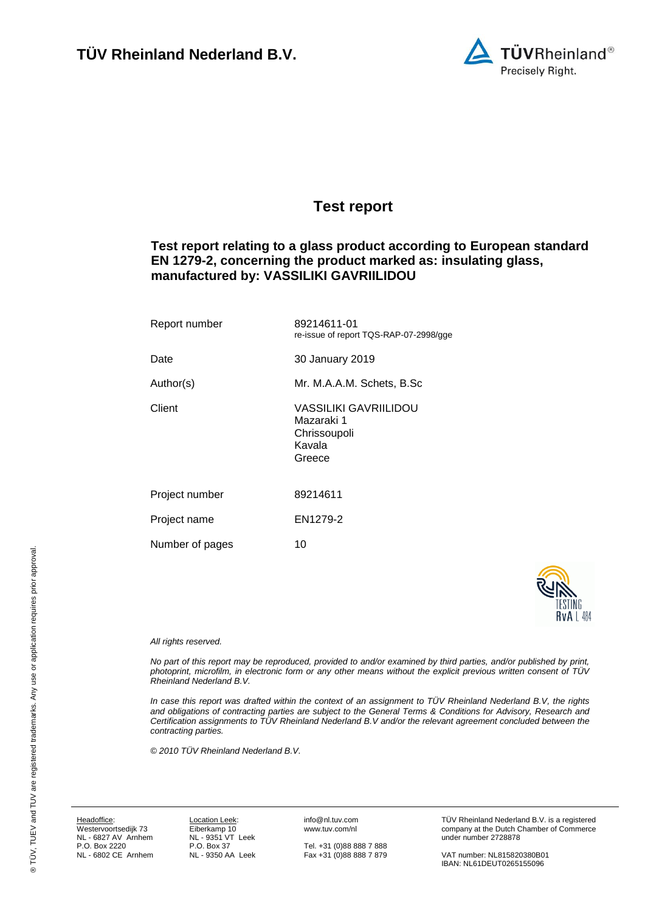# TÜV Rheinland Nederland B.V.

## Test report

### Test report relating to a glass product according to European standard EN 1279-2, concerning the product marked as: insulating glass, manufactured by: VASSILIKI GAVRIILIDOU

| | |
|---|---|
| Report number | 89214611-01<br>re-issue of report TQS-RAP-07-2998/gge |
| Date | 30 January 2019 |
| Author(s) | Mr. M.A.A.M. Schets, B.Sc |
| Client | VASSILIKI GAVRIILIDOU<br>Mazaraki 1<br>Chrissoupoli<br>Kavala<br>Greece |
| Project number | 89214611 |
| Project name | EN1279-2 |
| Number of pages | 10 |

TESTING RvA L 484

*All rights reserved.*

*No part of this report may be reproduced, provided to and/or examined by third parties, and/or published by print, photoprint, microfilm, in electronic form or any other means without the explicit previous written consent of TÜV Rheinland Nederland B.V.*

*In case this report was drafted within the context of an assignment to TÜV Rheinland Nederland B.V, the rights and obligations of contracting parties are subject to the General Terms & Conditions for Advisory, Research and Certification assignments to TÜV Rheinland Nederland B.V and/or the relevant agreement concluded between the contracting parties.*

*© 2010 TÜV Rheinland Nederland B.V.*

Headoffice:
Westervoortsedijk 73
NL - 6827 AV Arnhem
P.O. Box 2220
NL - 6802 CE Arnhem

Location Leek:
Eiberkamp 10
NL - 9351 VT Leek
P.O. Box 37
NL - 9350 AA Leek

info@nl.tuv.com
www.tuv.com/nl

Tel. +31 (0)88 888 7 888
Fax +31 (0)88 888 7 879

TÜV Rheinland Nederland B.V. is a registered company at the Dutch Chamber of Commerce under number 2728878

VAT number: NL815820380B01
IBAN: NL61DEUT0265155096

® TÜV, TUEV and TUV are registered trademarks. Any use or application requires prior approval.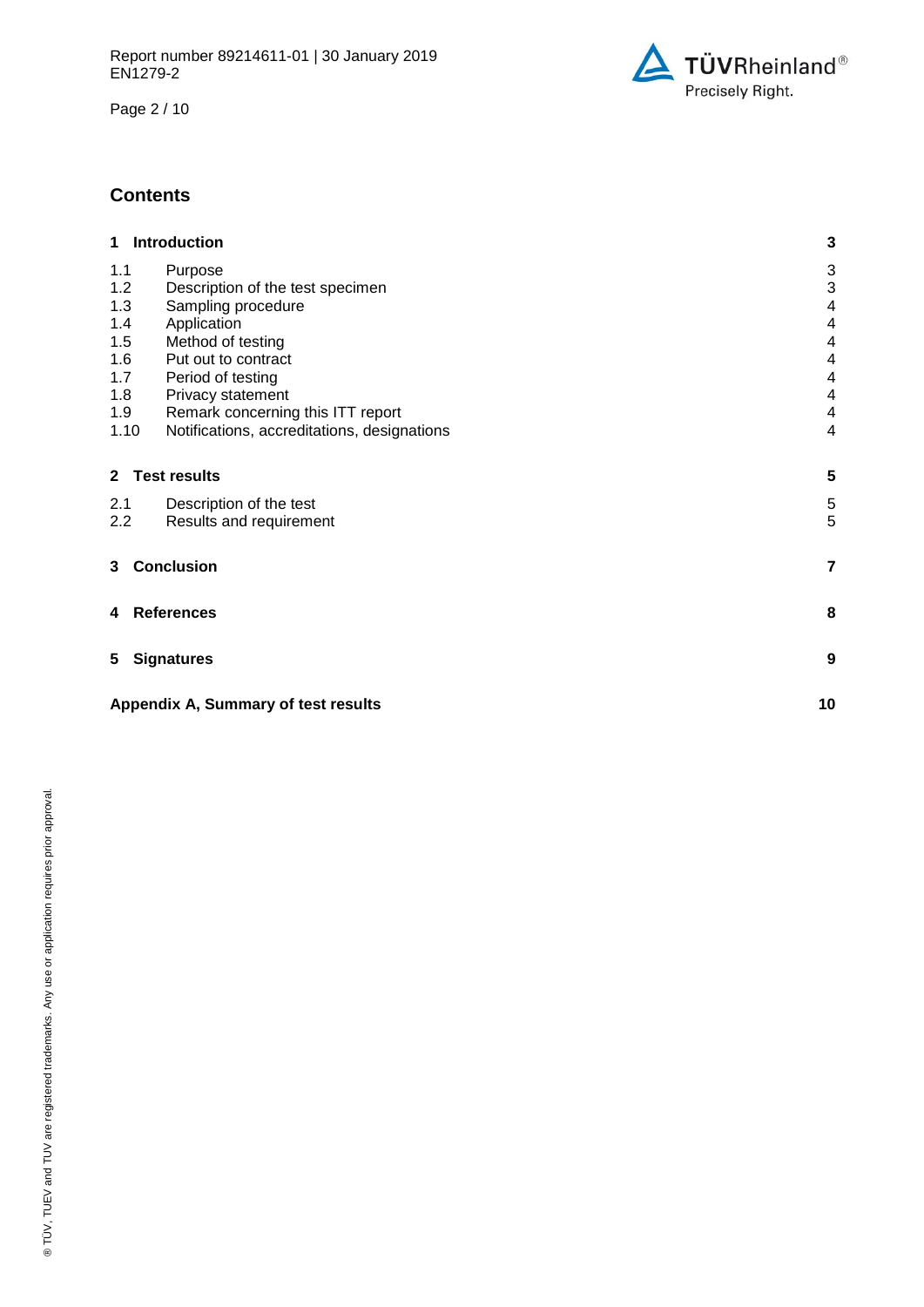## Contents

| | | |
|---|---|---|
| **1** | **Introduction** | **3** |
| 1.1 | Purpose | 3 |
| 1.2 | Description of the test specimen | 3 |
| 1.3 | Sampling procedure | 4 |
| 1.4 | Application | 4 |
| 1.5 | Method of testing | 4 |
| 1.6 | Put out to contract | 4 |
| 1.7 | Period of testing | 4 |
| 1.8 | Privacy statement | 4 |
| 1.9 | Remark concerning this ITT report | 4 |
| 1.10 | Notifications, accreditations, designations | 4 |
| **2** | **Test results** | **5** |
| 2.1 | Description of the test | 5 |
| 2.2 | Results and requirement | 5 |
| **3** | **Conclusion** | **7** |
| **4** | **References** | **8** |
| **5** | **Signatures** | **9** |
| **Appendix A, Summary of test results** | | **10** |

® TÜV, TUEV and TUV are registered trademarks. Any use or application requires prior approval.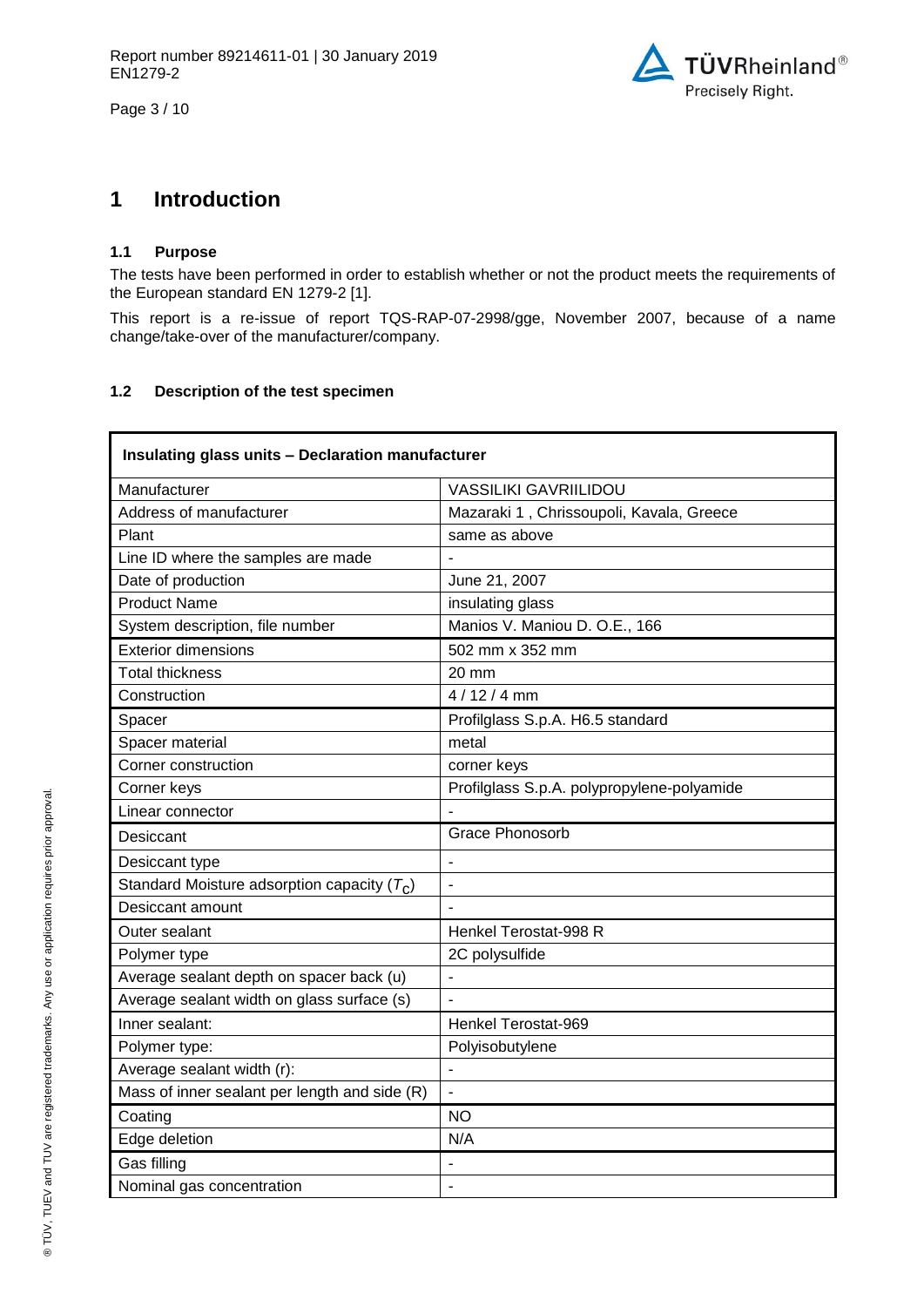# 1 Introduction

## 1.1 Purpose

The tests have been performed in order to establish whether or not the product meets the requirements of the European standard EN 1279-2 [1].

This report is a re-issue of report TQS-RAP-07-2998/gge, November 2007, because of a name change/take-over of the manufacturer/company.

## 1.2 Description of the test specimen

| **Insulating glass units – Declaration manufacturer** | |
|---|---|
| Manufacturer | VASSILIKI GAVRIILIDOU |
| Address of manufacturer | Mazaraki 1 , Chrissoupoli, Kavala, Greece |
| Plant | same as above |
| Line ID where the samples are made | - |
| Date of production | June 21, 2007 |
| Product Name | insulating glass |
| System description, file number | Manios V. Maniou D. O.E., 166 |
| Exterior dimensions | 502 mm x 352 mm |
| Total thickness | 20 mm |
| Construction | 4 / 12 / 4 mm |
| Spacer | Profilglass S.p.A. H6.5 standard |
| Spacer material | metal |
| Corner construction | corner keys |
| Corner keys | Profilglass S.p.A. polypropylene-polyamide |
| Linear connector | - |
| Desiccant | Grace Phonosorb |
| Desiccant type | - |
| Standard Moisture adsorption capacity ($T_c$) | - |
| Desiccant amount | - |
| Outer sealant | Henkel Terostat-998 R |
| Polymer type | 2C polysulfide |
| Average sealant depth on spacer back (u) | - |
| Average sealant width on glass surface (s) | - |
| Inner sealant: | Henkel Terostat-969 |
| Polymer type: | Polyisobutylene |
| Average sealant width (r): | - |
| Mass of inner sealant per length and side (R) | - |
| Coating | NO |
| Edge deletion | N/A |
| Gas filling | - |
| Nominal gas concentration | - |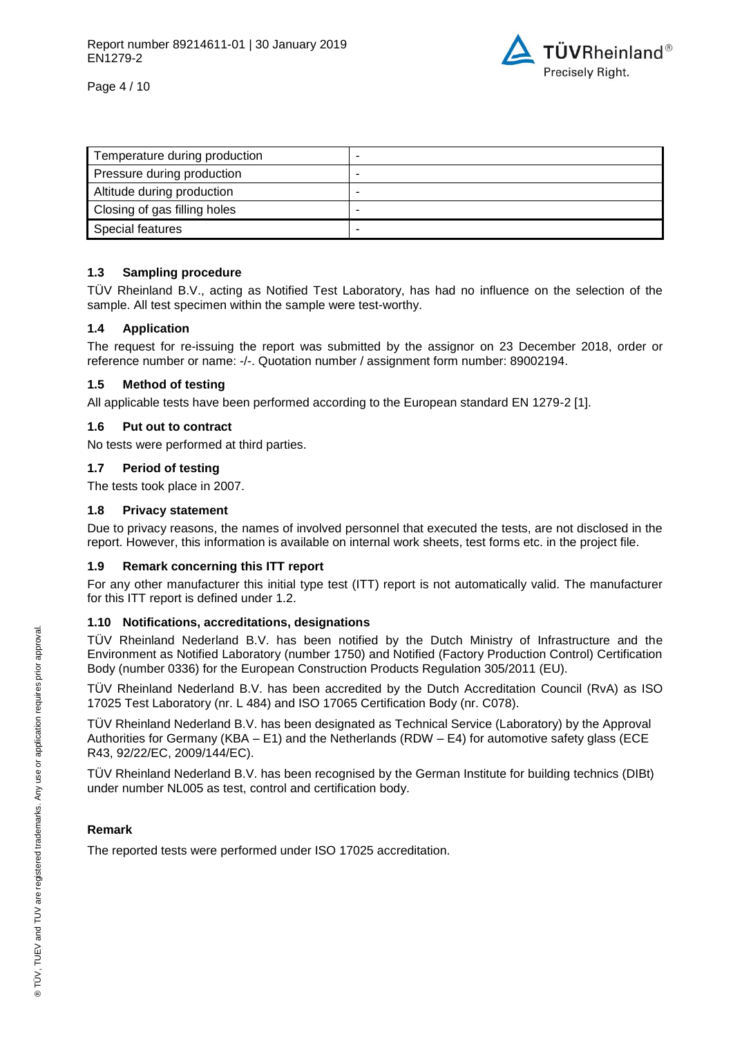| Temperature during production | - |
|---|---|
| Pressure during production | - |
| Altitude during production | - |
| Closing of gas filling holes | - |
| Special features | - |

### 1.3 Sampling procedure

TÜV Rheinland B.V., acting as Notified Test Laboratory, has had no influence on the selection of the sample. All test specimen within the sample were test-worthy.

### 1.4 Application

The request for re-issuing the report was submitted by the assignor on 23 December 2018, order or reference number or name: -/-. Quotation number / assignment form number: 89002194.

### 1.5 Method of testing

All applicable tests have been performed according to the European standard EN 1279-2 [1].

### 1.6 Put out to contract

No tests were performed at third parties.

### 1.7 Period of testing

The tests took place in 2007.

### 1.8 Privacy statement

Due to privacy reasons, the names of involved personnel that executed the tests, are not disclosed in the report. However, this information is available on internal work sheets, test forms etc. in the project file.

### 1.9 Remark concerning this ITT report

For any other manufacturer this initial type test (ITT) report is not automatically valid. The manufacturer for this ITT report is defined under 1.2.

### 1.10 Notifications, accreditations, designations

TÜV Rheinland Nederland B.V. has been notified by the Dutch Ministry of Infrastructure and the Environment as Notified Laboratory (number 1750) and Notified (Factory Production Control) Certification Body (number 0336) for the European Construction Products Regulation 305/2011 (EU).

TÜV Rheinland Nederland B.V. has been accredited by the Dutch Accreditation Council (RvA) as ISO 17025 Test Laboratory (nr. L 484) and ISO 17065 Certification Body (nr. C078).

TÜV Rheinland Nederland B.V. has been designated as Technical Service (Laboratory) by the Approval Authorities for Germany (KBA – E1) and the Netherlands (RDW – E4) for automotive safety glass (ECE R43, 92/22/EC, 2009/144/EC).

TÜV Rheinland Nederland B.V. has been recognised by the German Institute for building technics (DIBt) under number NL005 as test, control and certification body.

**Remark**

The reported tests were performed under ISO 17025 accreditation.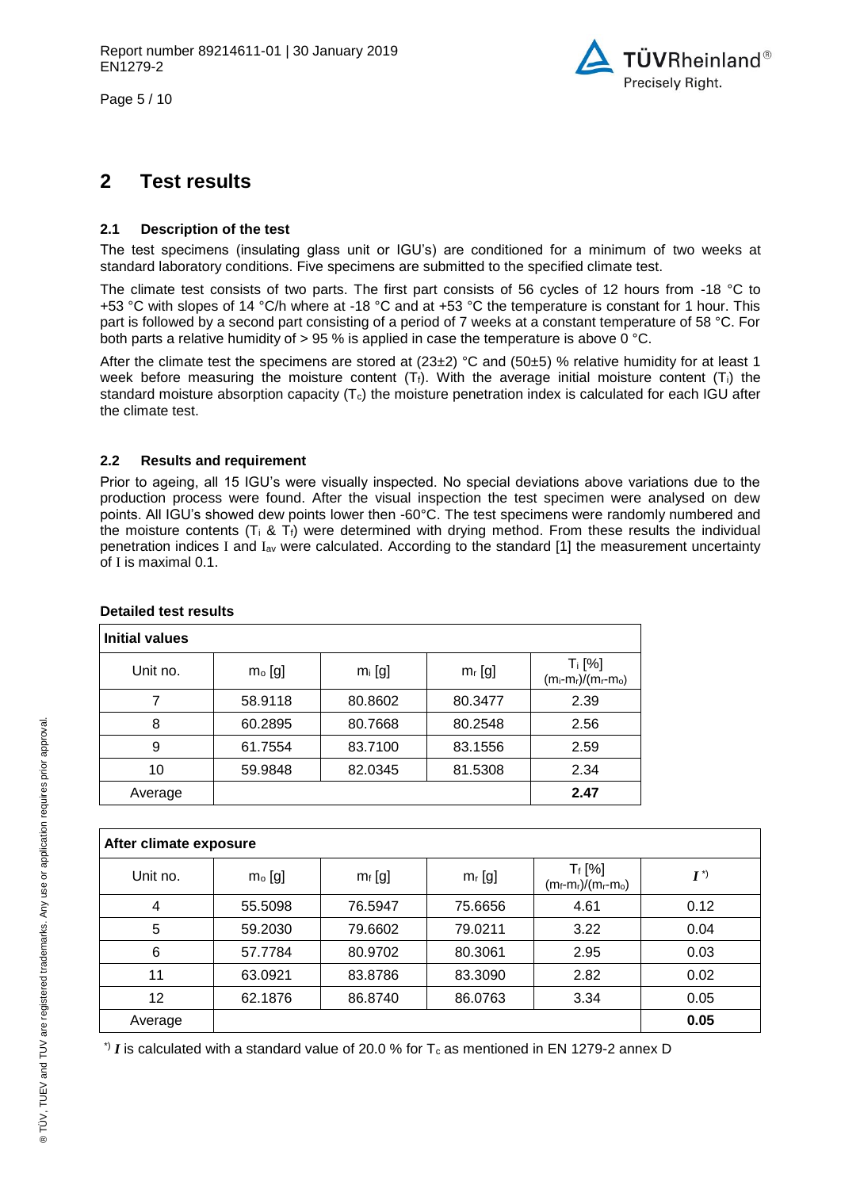# 2 Test results

### 2.1 Description of the test

The test specimens (insulating glass unit or IGU's) are conditioned for a minimum of two weeks at standard laboratory conditions. Five specimens are submitted to the specified climate test.

The climate test consists of two parts. The first part consists of 56 cycles of 12 hours from -18 °C to +53 °C with slopes of 14 °C/h where at -18 °C and at +53 °C the temperature is constant for 1 hour. This part is followed by a second part consisting of a period of 7 weeks at a constant temperature of 58 °C. For both parts a relative humidity of > 95 % is applied in case the temperature is above 0 °C.

After the climate test the specimens are stored at (23±2) °C and (50±5) % relative humidity for at least 1 week before measuring the moisture content ($T_f$). With the average initial moisture content ($T_i$) the standard moisture absorption capacity ($T_c$) the moisture penetration index is calculated for each IGU after the climate test.

### 2.2 Results and requirement

Prior to ageing, all 15 IGU's were visually inspected. No special deviations above variations due to the production process were found. After the visual inspection the test specimen were analysed on dew points. All IGU's showed dew points lower then -60°C. The test specimens were randomly numbered and the moisture contents ($T_i$ & $T_f$) were determined with drying method. From these results the individual penetration indices $I$ and $I_{av}$ were calculated. According to the standard [1] the measurement uncertainty of $I$ is maximal 0.1.

**Detailed test results**

| **Initial values** | | | | |
|---|---|---|---|---|
| Unit no. | $m_o$ [g] | $m_i$ [g] | $m_r$ [g] | $T_i$ [%] $(m_i-m_r)/(m_r-m_o)$ |
| 7 | 58.9118 | 80.8602 | 80.3477 | 2.39 |
| 8 | 60.2895 | 80.7668 | 80.2548 | 2.56 |
| 9 | 61.7554 | 83.7100 | 83.1556 | 2.59 |
| 10 | 59.9848 | 82.0345 | 81.5308 | 2.34 |
| Average | | | | **2.47** |

| **After climate exposure** | | | | | |
|---|---|---|---|---|---|
| Unit no. | $m_o$ [g] | $m_f$ [g] | $m_r$ [g] | $T_f$ [%] $(m_f-m_r)/(m_r-m_o)$ | $I$ *) |
| 4 | 55.5098 | 76.5947 | 75.6656 | 4.61 | 0.12 |
| 5 | 59.2030 | 79.6602 | 79.0211 | 3.22 | 0.04 |
| 6 | 57.7784 | 80.9702 | 80.3061 | 2.95 | 0.03 |
| 11 | 63.0921 | 83.8786 | 83.3090 | 2.82 | 0.02 |
| 12 | 62.1876 | 86.8740 | 86.0763 | 3.34 | 0.05 |
| Average | | | | | **0.05** |

*) $I$ is calculated with a standard value of 20.0 % for $T_c$ as mentioned in EN 1279-2 annex D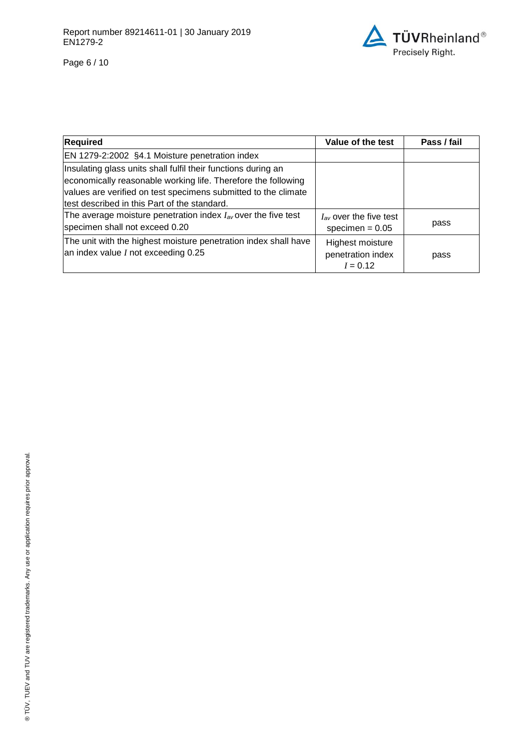| Required | Value of the test | Pass / fail |
|---|---|---|
| EN 1279-2:2002 §4.1 Moisture penetration index | | |
| Insulating glass units shall fulfil their functions during an economically reasonable working life. Therefore the following values are verified on test specimens submitted to the climate test described in this Part of the standard. | | |
| The average moisture penetration index $I_{av}$ over the five test specimen shall not exceed 0.20 | $I_{av}$ over the five test specimen = 0.05 | pass |
| The unit with the highest moisture penetration index shall have an index value $I$ not exceeding 0.25 | Highest moisture penetration index $I = 0.12$ | pass |

® TÜV, TUEV and TUV are registered trademarks. Any use or application requires prior approval.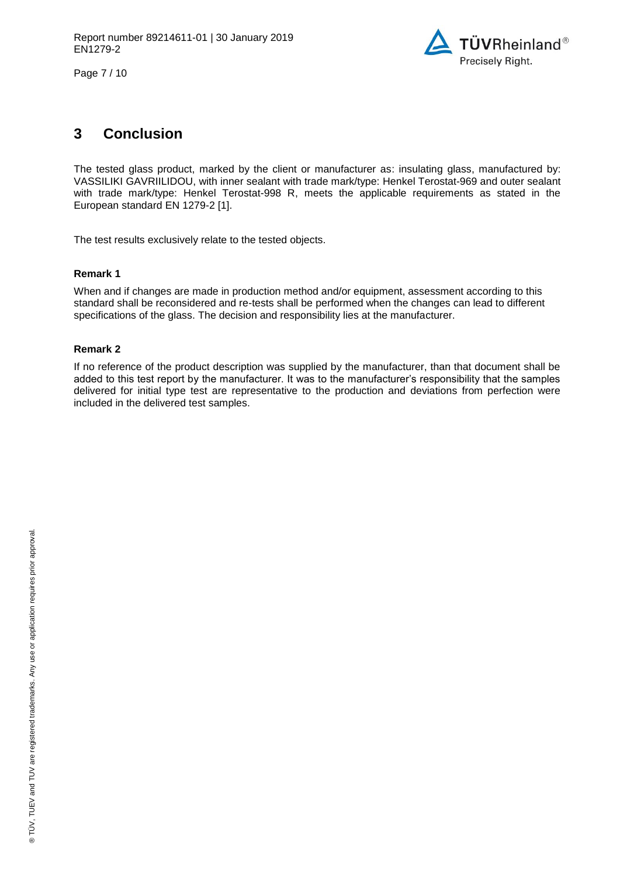# 3 Conclusion

The tested glass product, marked by the client or manufacturer as: insulating glass, manufactured by: VASSILIKI GAVRIILIDOU, with inner sealant with trade mark/type: Henkel Terostat-969 and outer sealant with trade mark/type: Henkel Terostat-998 R, meets the applicable requirements as stated in the European standard EN 1279-2 [1].

The test results exclusively relate to the tested objects.

**Remark 1**

When and if changes are made in production method and/or equipment, assessment according to this standard shall be reconsidered and re-tests shall be performed when the changes can lead to different specifications of the glass. The decision and responsibility lies at the manufacturer.

**Remark 2**

If no reference of the product description was supplied by the manufacturer, than that document shall be added to this test report by the manufacturer. It was to the manufacturer's responsibility that the samples delivered for initial type test are representative to the production and deviations from perfection were included in the delivered test samples.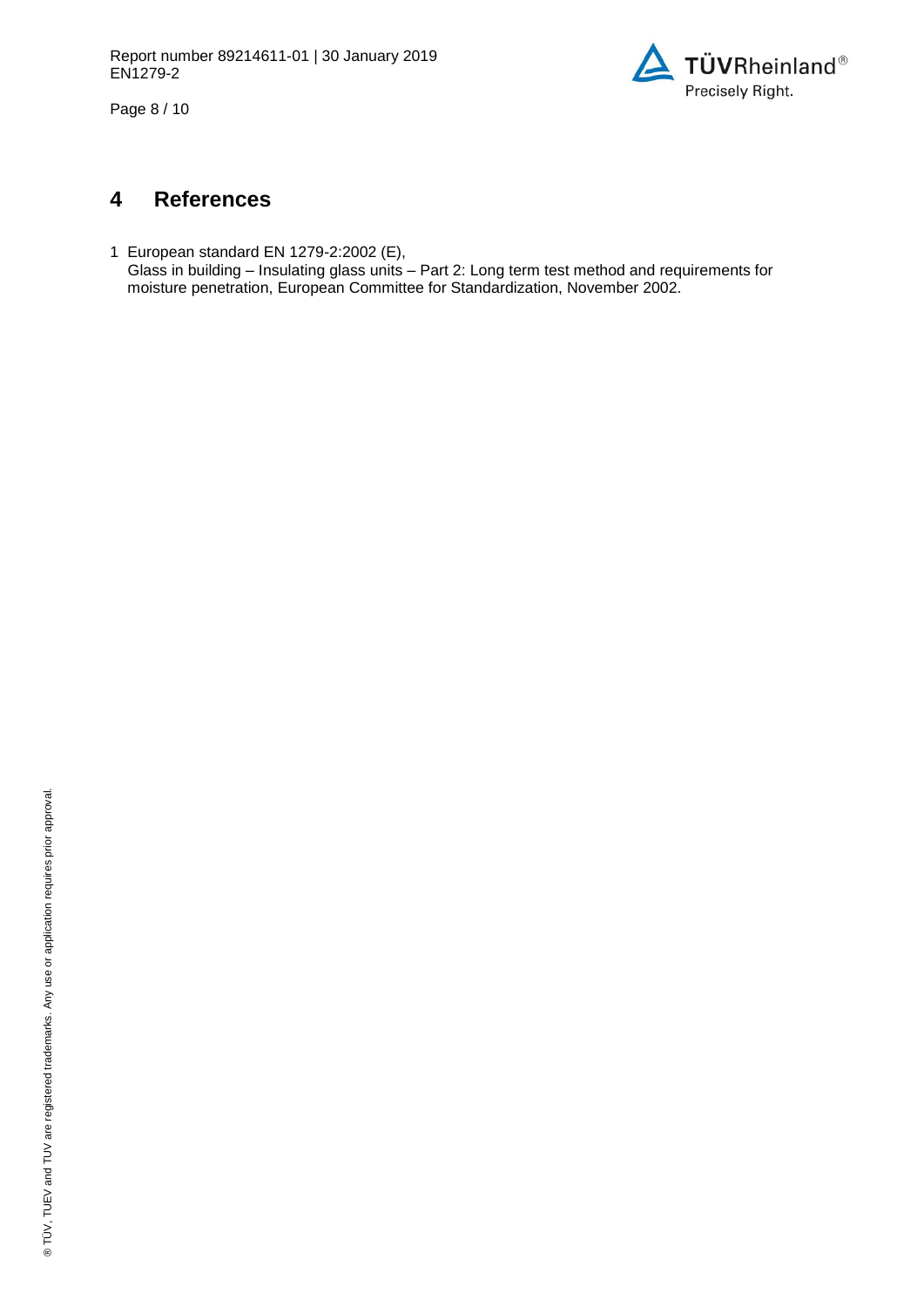# 4 References

1 European standard EN 1279-2:2002 (E),
Glass in building – Insulating glass units – Part 2: Long term test method and requirements for moisture penetration, European Committee for Standardization, November 2002.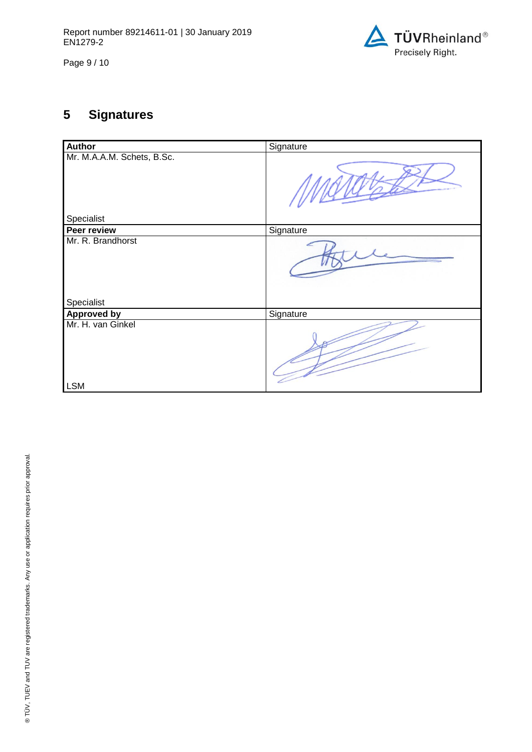## 5 Signatures

| Author | Signature |
|---|---|
| Mr. M.A.A.M. Schets, B.Sc.<br><br>Specialist | |
| **Peer review** | Signature |
| Mr. R. Brandhorst<br><br>Specialist | |
| **Approved by** | Signature |
| Mr. H. van Ginkel<br><br>LSM | |

® TÜV, TUEV and TUV are registered trademarks. Any use or application requires prior approval.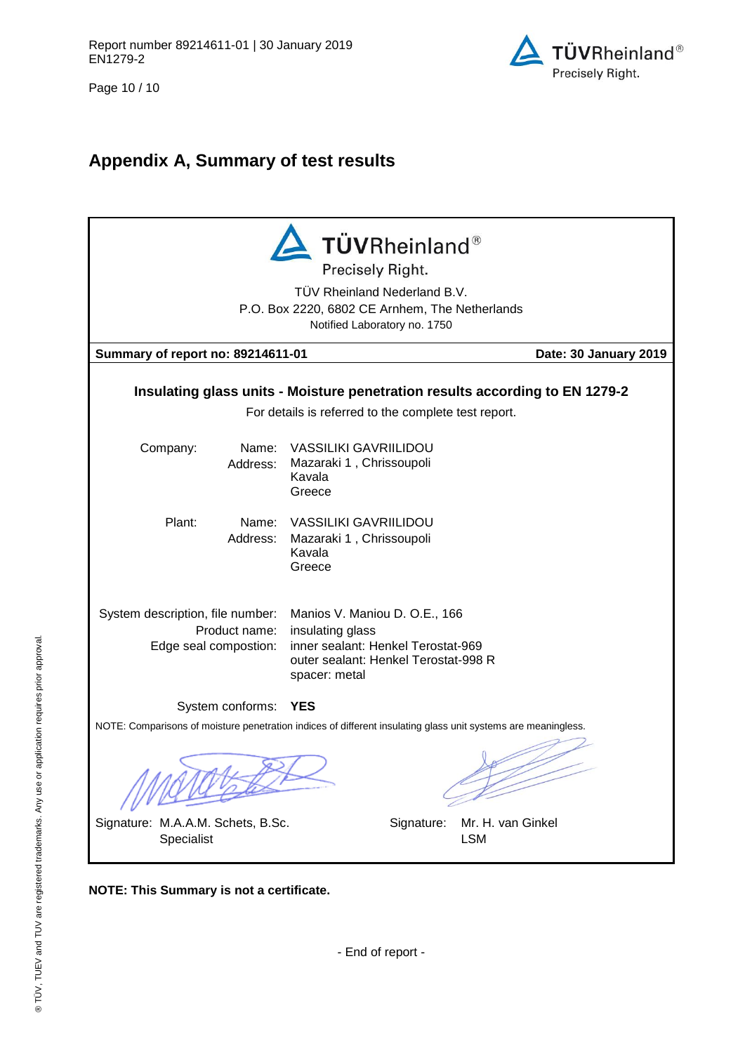## Appendix A, Summary of test results

TÜVRheinland®
Precisely Right.

TÜV Rheinland Nederland B.V.
P.O. Box 2220, 6802 CE Arnhem, The Netherlands
Notified Laboratory no. 1750

**Summary of report no: 89214611-01** **Date: 30 January 2019**

**Insulating glass units - Moisture penetration results according to EN 1279-2**

For details is referred to the complete test report.

Company:
Name: VASSILIKI GAVRIILIDOU
Address: Mazaraki 1 , Chrissoupoli
Kavala
Greece

Plant:
Name: VASSILIKI GAVRIILIDOU
Address: Mazaraki 1 , Chrissoupoli
Kavala
Greece

System description, file number: Manios V. Maniou D. O.E., 166
Product name: insulating glass
Edge seal compostion: inner sealant: Henkel Terostat-969
outer sealant: Henkel Terostat-998 R
spacer: metal

System conforms: **YES**

NOTE: Comparisons of moisture penetration indices of different insulating glass unit systems are meaningless.

Signature: M.A.A.M. Schets, B.Sc.
Specialist

Signature: Mr. H. van Ginkel
LSM

**NOTE: This Summary is not a certificate.**

- End of report -

® TÜV, TUEV and TUV are registered trademarks. Any use or application requires prior approval.